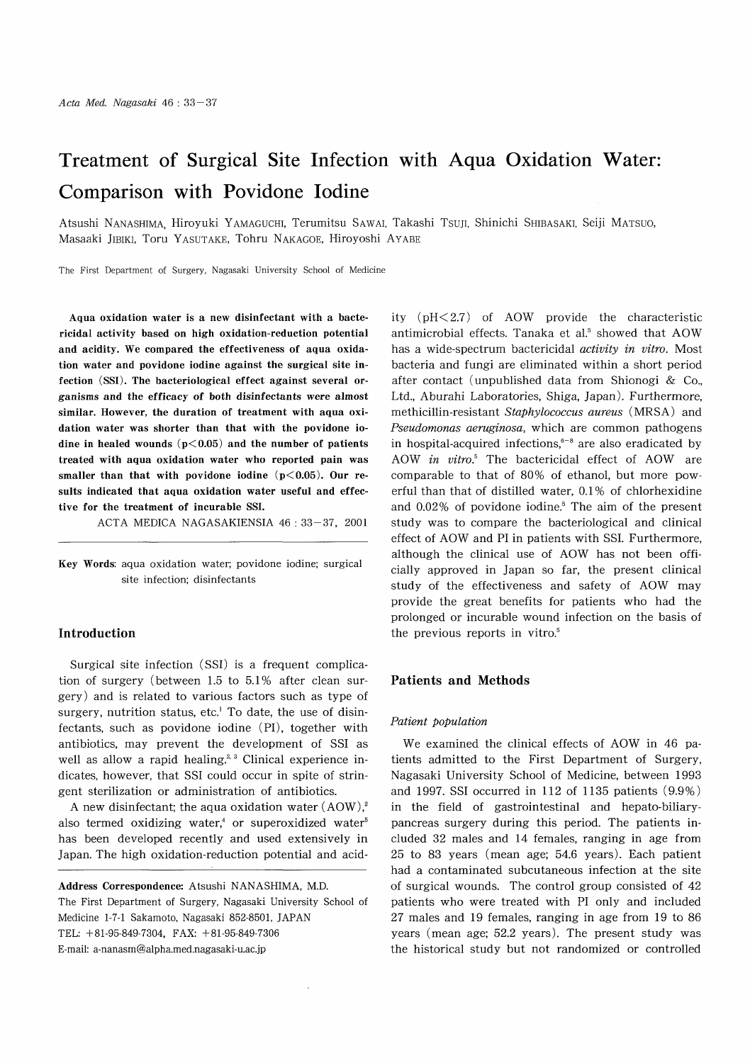# Treatment of Surgical Site Infection with Aqua Oxidation Water: Comparison with Povidone Iodine

Atsushi NANASHIMA, Hiroyuki YAMAGUCHI, Terumitsu SAWAI, Takashi TSUJI, Shinichi SHIBASAKI, Seiji MATSUO, Masaaki JIBIKI, Toru YASUTAKE, Tohru NAKAGOE, Hiroyoshi AYABE

The First Department of Surgery, Nagasaki University School of Medicine

**Aqua oxidation water is a new disinfectant with a bactericidal activity based on high oxidation-reduction potential and acidity. We compared the effectiveness of aqua oxidation water and povidone iodine against the surgical site infection (SSI). The bacteriological effect against several organisms and the efficacy of both disinfectants were almost similar. However, the duration of treatment with aqua oxidation water was shorter than that with the povidone iodine in healed wounds ($p<0.05$) and the number of patients treated with aqua oxidation water who reported pain was smaller than that with povidone iodine ($p<0.05$). Our results indicated that aqua oxidation water useful and effective for the treatment of incurable SSI.**

ACTA MEDICA NAGASAKIENSIA 46 : 33−37, 2001

**Key Words:** aqua oxidation water; povidone iodine; surgical site infection; disinfectants

## Introduction

Surgical site infection (SSI) is a frequent complication of surgery (between 1.5 to 5.1% after clean surgery) and is related to various factors such as type of surgery, nutrition status, etc.[1] To date, the use of disinfectants, such as povidone iodine (PI), together with antibiotics, may prevent the development of SSI as well as allow a rapid healing.[2,3] Clinical experience indicates, however, that SSI could occur in spite of stringent sterilization or administration of antibiotics.

A new disinfectant; the aqua oxidation water (AOW),[2] also termed oxidizing water,[4] or superoxidized water[5] has been developed recently and used extensively in Japan. The high oxidation-reduction potential and acidity ($pH<2.7$) of AOW provide the characteristic antimicrobial effects. Tanaka et al.[5] showed that AOW has a wide-spectrum bactericidal *activity in vitro*. Most bacteria and fungi are eliminated within a short period after contact (unpublished data from Shionogi & Co., Ltd., Aburahi Laboratories, Shiga, Japan). Furthermore, methicillin-resistant *Staphylococcus aureus* (MRSA) and *Pseudomonas aeruginosa*, which are common pathogens in hospital-acquired infections,[6-8] are also eradicated by AOW *in vitro*.[5] The bactericidal effect of AOW are comparable to that of 80% of ethanol, but more powerful than that of distilled water, 0.1% of chlorhexidine and 0.02% of povidone iodine.[5] The aim of the present study was to compare the bacteriological and clinical effect of AOW and PI in patients with SSI. Furthermore, although the clinical use of AOW has not been officially approved in Japan so far, the present clinical study of the effectiveness and safety of AOW may provide the great benefits for patients who had the prolonged or incurable wound infection on the basis of the previous reports in vitro.[5]

## Patients and Methods

### *Patient population*

We examined the clinical effects of AOW in 46 patients admitted to the First Department of Surgery, Nagasaki University School of Medicine, between 1993 and 1997. SSI occurred in 112 of 1135 patients (9.9%) in the field of gastrointestinal and hepato-biliary-pancreas surgery during this period. The patients included 32 males and 14 females, ranging in age from 25 to 83 years (mean age; 54.6 years). Each patient had a contaminated subcutaneous infection at the site of surgical wounds. The control group consisted of 42 patients who were treated with PI only and included 27 males and 19 females, ranging in age from 19 to 86 years (mean age; 52.2 years). The present study was the historical study but not randomized or controlled

Address Correspondence: Atsushi NANASHIMA, M.D.
The First Department of Surgery, Nagasaki University School of Medicine 1-7-1 Sakamoto, Nagasaki 852-8501, JAPAN
TEL: +81-95-849-7304, FAX: +81-95-849-7306
E-mail: a-nanasm@alpha.med.nagasaki-u.ac.jp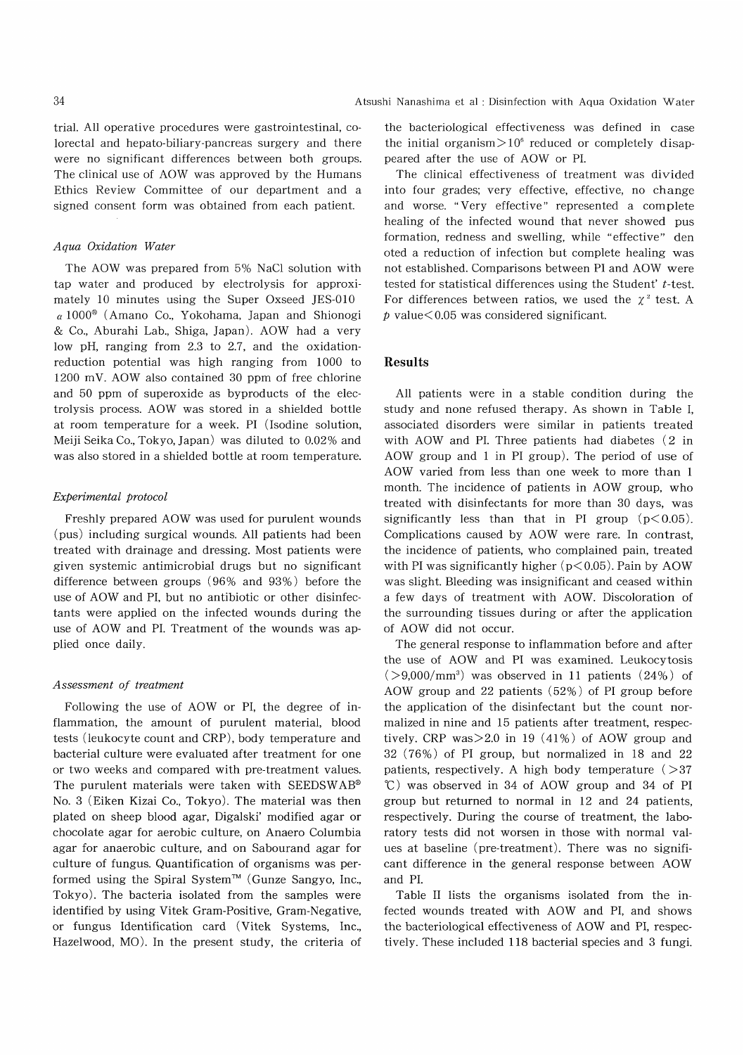trial. All operative procedures were gastrointestinal, colorectal and hepato-biliary-pancreas surgery and there were no significant differences between both groups. The clinical use of AOW was approved by the Humans Ethics Review Committee of our department and a signed consent form was obtained from each patient.

### *Aqua Oxidation Water*

The AOW was prepared from 5% NaCl solution with tap water and produced by electrolysis for approximately 10 minutes using the Super Oxseed JES-010 $\alpha$ 1000® (Amano Co., Yokohama, Japan and Shionogi & Co., Aburahi Lab., Shiga, Japan). AOW had a very low pH, ranging from 2.3 to 2.7, and the oxidation-reduction potential was high ranging from 1000 to 1200 mV. AOW also contained 30 ppm of free chlorine and 50 ppm of superoxide as byproducts of the electrolysis process. AOW was stored in a shielded bottle at room temperature for a week. PI (Isodine solution, Meiji Seika Co., Tokyo, Japan) was diluted to 0.02% and was also stored in a shielded bottle at room temperature.

### *Experimental protocol*

Freshly prepared AOW was used for purulent wounds (pus) including surgical wounds. All patients had been treated with drainage and dressing. Most patients were given systemic antimicrobial drugs but no significant difference between groups (96% and 93%) before the use of AOW and PI, but no antibiotic or other disinfectants were applied on the infected wounds during the use of AOW and PI. Treatment of the wounds was applied once daily.

### *Assessment of treatment*

Following the use of AOW or PI, the degree of inflammation, the amount of purulent material, blood tests (leukocyte count and CRP), body temperature and bacterial culture were evaluated after treatment for one or two weeks and compared with pre-treatment values. The purulent materials were taken with SEEDSWAB® No. 3 (Eiken Kizai Co., Tokyo). The material was then plated on sheep blood agar, Digalski' modified agar or chocolate agar for aerobic culture, on Anaero Columbia agar for anaerobic culture, and on Sabourand agar for culture of fungus. Quantification of organisms was performed using the Spiral System™ (Gunze Sangyo, Inc., Tokyo). The bacteria isolated from the samples were identified by using Vitek Gram-Positive, Gram-Negative, or fungus Identification card (Vitek Systems, Inc., Hazelwood, MO). In the present study, the criteria of the bacteriological effectiveness was defined in case the initial organism $>10^6$ reduced or completely disappeared after the use of AOW or PI.

The clinical effectiveness of treatment was divided into four grades; very effective, effective, no change and worse. "Very effective" represented a complete healing of the infected wound that never showed pus formation, redness and swelling, while "effective" denoted a reduction of infection but complete healing was not established. Comparisons between PI and AOW were tested for statistical differences using the Student' *t*-test. For differences between ratios, we used the $\chi^2$ test. A $p$ value $<0.05$ was considered significant.

## Results

All patients were in a stable condition during the study and none refused therapy. As shown in Table I, associated disorders were similar in patients treated with AOW and PI. Three patients had diabetes (2 in AOW group and 1 in PI group). The period of use of AOW varied from less than one week to more than 1 month. The incidence of patients in AOW group, who treated with disinfectants for more than 30 days, was significantly less than that in PI group ($p<0.05$). Complications caused by AOW were rare. In contrast, the incidence of patients, who complained pain, treated with PI was significantly higher ($p<0.05$). Pain by AOW was slight. Bleeding was insignificant and ceased within a few days of treatment with AOW. Discoloration of the surrounding tissues during or after the application of AOW did not occur.

The general response to inflammation before and after the use of AOW and PI was examined. Leukocytosis ($>9{,}000/mm^3$) was observed in 11 patients (24%) of AOW group and 22 patients (52%) of PI group before the application of the disinfectant but the count normalized in nine and 15 patients after treatment, respectively. CRP was $>2.0$ in 19 (41%) of AOW group and 32 (76%) of PI group, but normalized in 18 and 22 patients, respectively. A high body temperature ($>37$ ℃) was observed in 34 of AOW group and 34 of PI group but returned to normal in 12 and 24 patients, respectively. During the course of treatment, the laboratory tests did not worsen in those with normal values at baseline (pre-treatment). There was no significant difference in the general response between AOW and PI.

Table II lists the organisms isolated from the infected wounds treated with AOW and PI, and shows the bacteriological effectiveness of AOW and PI, respectively. These included 118 bacterial species and 3 fungi.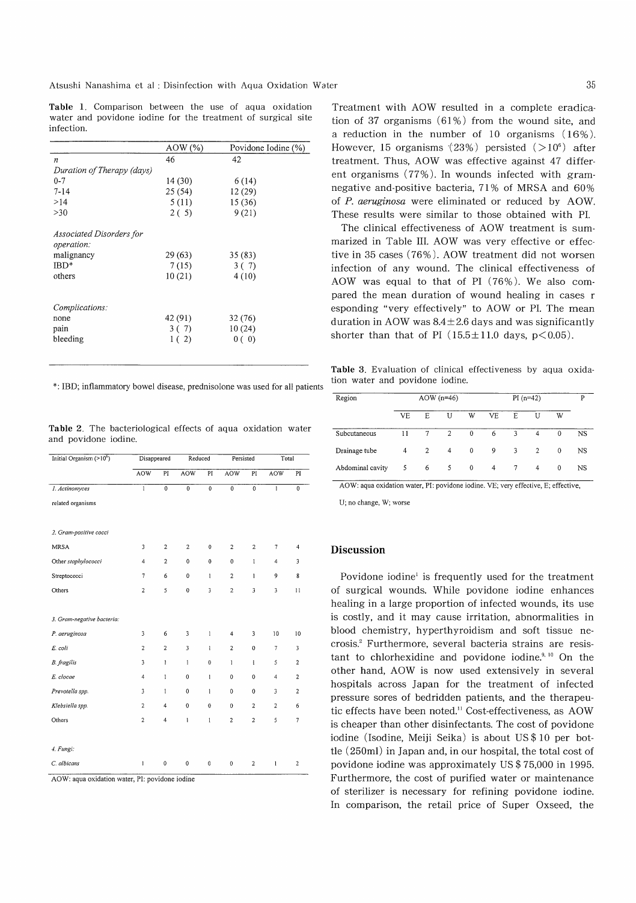**Table 1.** Comparison between the use of aqua oxidation water and povidone iodine for the treatment of surgical site infection.

| | AOW (%) | Povidone Iodine (%) |
|---|---|---|
| *n* | 46 | 42 |
| *Duration of Therapy (days)* | | |
| 0-7 | 14 (30) | 6 (14) |
| 7-14 | 25 (54) | 12 (29) |
| >14 | 5 (11) | 15 (36) |
| >30 | 2 ( 5) | 9 (21) |
| *Associated Disorders for operation:* | | |
| malignancy | 29 (63) | 35 (83) |
| IBD* | 7 (15) | 3 ( 7) |
| others | 10 (21) | 4 (10) |
| *Complications:* | | |
| none | 42 (91) | 32 (76) |
| pain | 3 ( 7) | 10 (24) |
| bleeding | 1 ( 2) | 0 ( 0) |

*: IBD; inflammatory bowel disease, prednisolone was used for all patients

**Table 2.** The bacteriological effects of aqua oxidation water and povidone iodine.

| Initial Organism (>$10^6$) | Disappeared | | Reduced | | Persisted | | Total | |
|---|---|---|---|---|---|---|---|---|
| | AOW | PI | AOW | PI | AOW | PI | AOW | PI |
| *1. Actinomyces* related organisms | 1 | 0 | 0 | 0 | 0 | 0 | 1 | 0 |
| *2. Gram-positive cocci* | | | | | | | | |
| MRSA | 3 | 2 | 2 | 0 | 2 | 2 | 7 | 4 |
| Other *staphylococci* | 4 | 2 | 0 | 0 | 0 | 1 | 4 | 3 |
| Streptococci | 7 | 6 | 0 | 1 | 2 | 1 | 9 | 8 |
| Others | 2 | 5 | 0 | 3 | 2 | 3 | 3 | 11 |
| *3. Gram-negative bacteria:* | | | | | | | | |
| *P. aeruginosa* | 3 | 6 | 3 | 1 | 4 | 3 | 10 | 10 |
| *E. coli* | 2 | 2 | 3 | 1 | 2 | 0 | 7 | 3 |
| *B. fragilis* | 3 | 1 | 1 | 0 | 1 | 1 | 5 | 2 |
| *E. clocae* | 4 | 1 | 0 | 1 | 0 | 0 | 4 | 2 |
| *Prevotella spp.* | 3 | 1 | 0 | 1 | 0 | 0 | 3 | 2 |
| *Klebsiella spp.* | 2 | 4 | 0 | 0 | 0 | 2 | 2 | 6 |
| Others | 2 | 4 | 1 | 1 | 2 | 2 | 5 | 7 |
| *4. Fungi:* | | | | | | | | |
| *C. albicans* | 1 | 0 | 0 | 0 | 0 | 2 | 1 | 2 |

AOW: aqua oxidation water, PI: povidone iodine

Treatment with AOW resulted in a complete eradication of 37 organisms (61%) from the wound site, and a reduction in the number of 10 organisms (16%). However, 15 organisms (23%) persisted (>$10^6$) after treatment. Thus, AOW was effective against 47 different organisms (77%). In wounds infected with gram-negative and-positive bacteria, 71% of MRSA and 60% of *P. aeruginosa* were eliminated or reduced by AOW. These results were similar to those obtained with PI.

The clinical effectiveness of AOW treatment is summarized in Table III. AOW was very effective or effective in 35 cases (76%). AOW treatment did not worsen infection of any wound. The clinical effectiveness of AOW was equal to that of PI (76%). We also compared the mean duration of wound healing in cases r esponding "very effectively" to AOW or PI. The mean duration in AOW was 8.4±2.6 days and was significantly shorter than that of PI (15.5±11.0 days, $p<0.05$).

**Table 3.** Evaluation of clinical effectiveness by aqua oxidation water and povidone iodine.

| Region | AOW (n=46) | | | | PI (n=42) | | | | P |
|---|---|---|---|---|---|---|---|---|---|
| | VE | E | U | W | VE | E | U | W | |
| Subcutaneous | 11 | 7 | 2 | 0 | 6 | 3 | 4 | 0 | NS |
| Drainage tube | 4 | 2 | 4 | 0 | 9 | 3 | 2 | 0 | NS |
| Abdominal cavity | 5 | 6 | 5 | 0 | 4 | 7 | 4 | 0 | NS |

AOW: aqua oxidation water, PI: povidone iodine. VE; very effective, E; effective, U; no change, W; worse

## Discussion

Povidone iodine[1] is frequently used for the treatment of surgical wounds. While povidone iodine enhances healing in a large proportion of infected wounds, its use is costly, and it may cause irritation, abnormalities in blood chemistry, hyperthyroidism and soft tissue necrosis.[2] Furthermore, several bacteria strains are resistant to chlorhexidine and povidone iodine.[9, 10] On the other hand, AOW is now used extensively in several hospitals across Japan for the treatment of infected pressure sores of bedridden patients, and the therapeutic effects have been noted.[11] Cost-effectiveness, as AOW is cheaper than other disinfectants. The cost of povidone iodine (Isodine, Meiji Seika) is about US$10 per bottle (250ml) in Japan and, in our hospital, the total cost of povidone iodine was approximately US$75,000 in 1995. Furthermore, the cost of purified water or maintenance of sterilizer is necessary for refining povidone iodine. In comparison, the retail price of Super Oxseed, the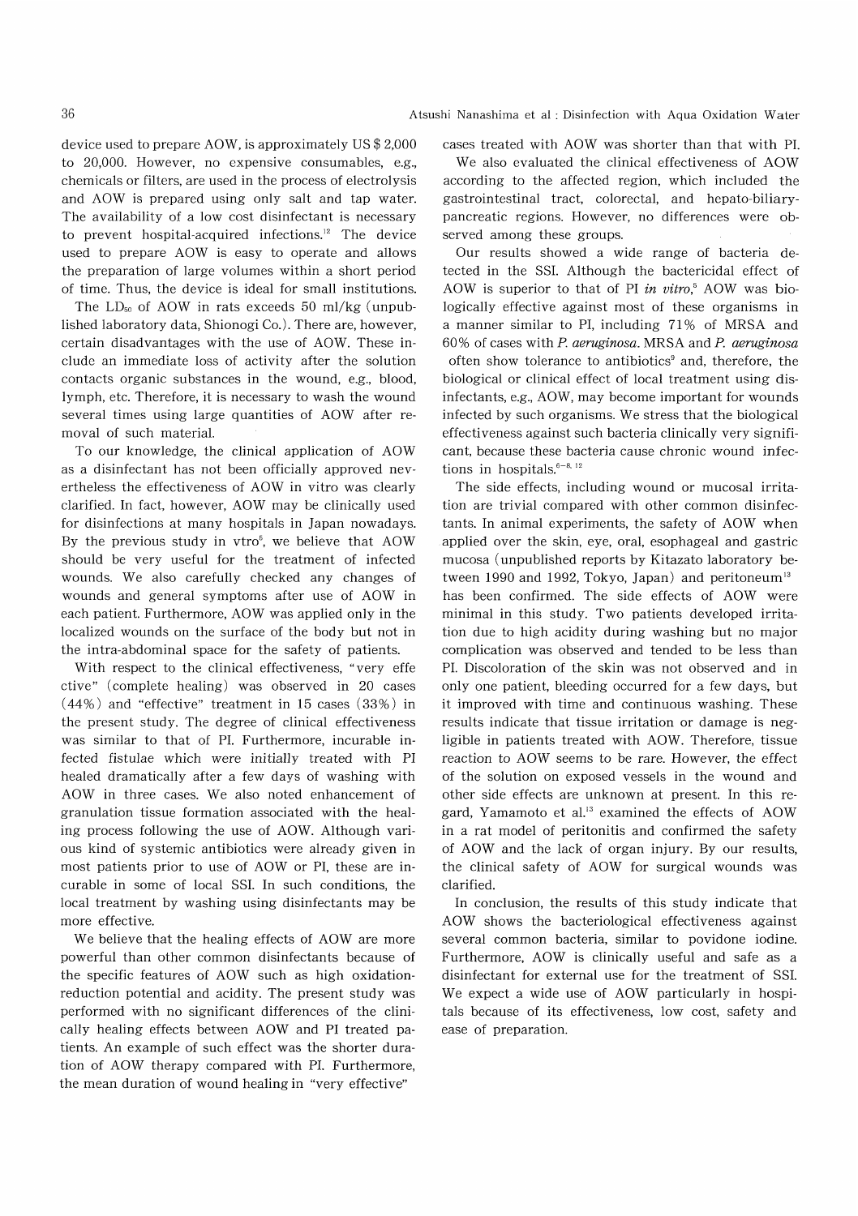device used to prepare AOW, is approximately US $ 2,000 to 20,000. However, no expensive consumables, e.g., chemicals or filters, are used in the process of electrolysis and AOW is prepared using only salt and tap water. The availability of a low cost disinfectant is necessary to prevent hospital-acquired infections.[12] The device used to prepare AOW is easy to operate and allows the preparation of large volumes within a short period of time. Thus, the device is ideal for small institutions.

The $LD_{50}$ of AOW in rats exceeds 50 ml/kg (unpublished laboratory data, Shionogi Co.). There are, however, certain disadvantages with the use of AOW. These include an immediate loss of activity after the solution contacts organic substances in the wound, e.g., blood, lymph, etc. Therefore, it is necessary to wash the wound several times using large quantities of AOW after removal of such material.

To our knowledge, the clinical application of AOW as a disinfectant has not been officially approved nevertheless the effectiveness of AOW in vitro was clearly clarified. In fact, however, AOW may be clinically used for disinfections at many hospitals in Japan nowadays. By the previous study in vtro[6], we believe that AOW should be very useful for the treatment of infected wounds. We also carefully checked any changes of wounds and general symptoms after use of AOW in each patient. Furthermore, AOW was applied only in the localized wounds on the surface of the body but not in the intra-abdominal space for the safety of patients.

With respect to the clinical effectiveness, "very effective" (complete healing) was observed in 20 cases (44%) and "effective" treatment in 15 cases (33%) in the present study. The degree of clinical effectiveness was similar to that of PI. Furthermore, incurable infected fistulae which were initially treated with PI healed dramatically after a few days of washing with AOW in three cases. We also noted enhancement of granulation tissue formation associated with the healing process following the use of AOW. Although various kind of systemic antibiotics were already given in most patients prior to use of AOW or PI, these are incurable in some of local SSI. In such conditions, the local treatment by washing using disinfectants may be more effective.

We believe that the healing effects of AOW are more powerful than other common disinfectants because of the specific features of AOW such as high oxidation-reduction potential and acidity. The present study was performed with no significant differences of the clinically healing effects between AOW and PI treated patients. An example of such effect was the shorter duration of AOW therapy compared with PI. Furthermore, the mean duration of wound healing in "very effective" cases treated with AOW was shorter than that with PI.

We also evaluated the clinical effectiveness of AOW according to the affected region, which included the gastrointestinal tract, colorectal, and hepato-biliary-pancreatic regions. However, no differences were observed among these groups.

Our results showed a wide range of bacteria detected in the SSI. Although the bactericidal effect of AOW is superior to that of PI *in vitro*,[5] AOW was biologically effective against most of these organisms in a manner similar to PI, including 71% of MRSA and 60% of cases with *P. aeruginosa*. MRSA and *P. aeruginosa* often show tolerance to antibiotics[9] and, therefore, the biological or clinical effect of local treatment using disinfectants, e.g., AOW, may become important for wounds infected by such organisms. We stress that the biological effectiveness against such bacteria clinically very significant, because these bacteria cause chronic wound infections in hospitals.[6-8, 12]

The side effects, including wound or mucosal irritation are trivial compared with other common disinfectants. In animal experiments, the safety of AOW when applied over the skin, eye, oral, esophageal and gastric mucosa (unpublished reports by Kitazato laboratory between 1990 and 1992, Tokyo, Japan) and peritoneum[13] has been confirmed. The side effects of AOW were minimal in this study. Two patients developed irritation due to high acidity during washing but no major complication was observed and tended to be less than PI. Discoloration of the skin was not observed and in only one patient, bleeding occurred for a few days, but it improved with time and continuous washing. These results indicate that tissue irritation or damage is negligible in patients treated with AOW. Therefore, tissue reaction to AOW seems to be rare. However, the effect of the solution on exposed vessels in the wound and other side effects are unknown at present. In this regard, Yamamoto et al.[13] examined the effects of AOW in a rat model of peritonitis and confirmed the safety of AOW and the lack of organ injury. By our results, the clinical safety of AOW for surgical wounds was clarified.

In conclusion, the results of this study indicate that AOW shows the bacteriological effectiveness against several common bacteria, similar to povidone iodine. Furthermore, AOW is clinically useful and safe as a disinfectant for external use for the treatment of SSI. We expect a wide use of AOW particularly in hospitals because of its effectiveness, low cost, safety and ease of preparation.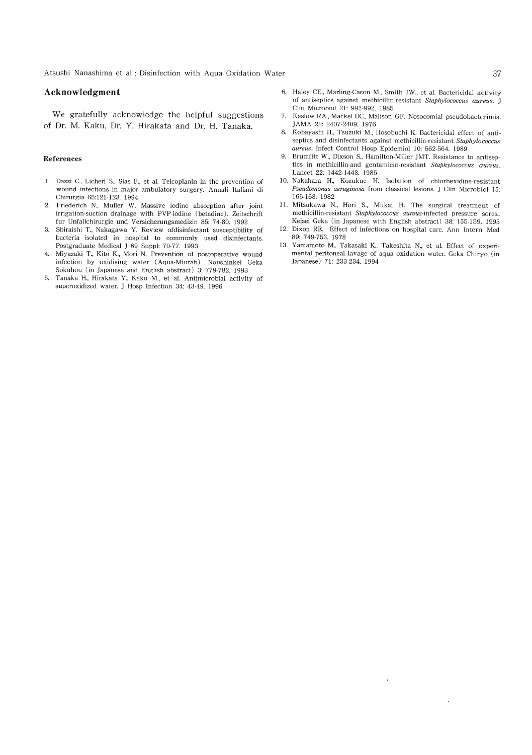## Acknowledgment

We gratefully acknowledge the helpful suggestions of Dr. M. Kaku, Dr. Y. Hirakata and Dr. H. Tanaka.

### References

1. Dazzi C., Licheri S., Sias F., et al. Teicoplanin in the prevention of wound infections in major ambulatory surgery. Annali Italiani di Chirurgia 65:121-123. 1994
2. Friederich N., Muller W. Massive iodine absorption after joint irrigation-suction drainage with PVP-iodine (betadine). Zeitschrift fur Unfallchirurgie und Versicherungsmedizin 85: 74-80. 1992
3. Shiraishi T., Nakagawa Y. Review ofdisinfectant susceptibility of bacteria isolated in hospital to commonly used disinfectants. Postgraduate Medical J 69 Suppl: 70-77. 1993
4. Miyazaki T., Kito K., Mori N. Prevention of postoperative wound infection by oxidising water (Aqua-Miurah). Noushinkei Geka Sokuhou (in Japanese and English abstract) 3: 779-782. 1993
5. Tanaka H., Hirakata Y., Kaku M., et al. Antimicrobial activity of superoxidized water. J Hosp Infection 34: 43-49. 1996
6. Haley CE., Marling-Cason M., Smith JW., et al. Bactericidal activity of antiseptics against methicillin-resistant *Staphylococcus aureus*. J Clin Microbiol 21: 991-992. 1985
7. Kaslow RA., Mackel DC., Malison GF. Nosocomial pseudobacterimia. JAMA 22: 2407-2409. 1976
8. Kobayashi H., Tsuzuki M., Hosobuchi K. Bactericidal effect of antiseptics and disinfectants against methicillin-resistant *Staphylococcus aureus*. Infect Control Hosp Epidemiol 10: 562-564. 1989
9. Brumfitt W., Dixson S., Hamilton-Miller JMT. Resistance to antiseptics in methicillin-and gentamicin-resistant *Staphylococcus aureus*. Lancet 22: 1442-1443. 1985
10. Nakahara H., Kozukue H. Isolation of chlorhexidine-resistant *Pseudomonas aeruginosa* from classical lesions. J Clin Microbiol 15: 166-168. 1982
11. Mitsukawa N., Hori S., Mukai H. The surgical treatment of methicillin-resistant *Staphylococcus aureus*-infected pressure sores.. Keisei Geka (in Japanese with English abstract) 38: 155-159. 1995
12. Dixon RE. Effect of infections on hospital care. Ann Intern Med 89: 749-753. 1978
13. Yamamoto M., Takasaki K., Takeshita N., et al. Effect of experimental peritoneal lavage of aqua oxidation water. Geka Chiryo (in Japanese) 71: 233-234. 1994